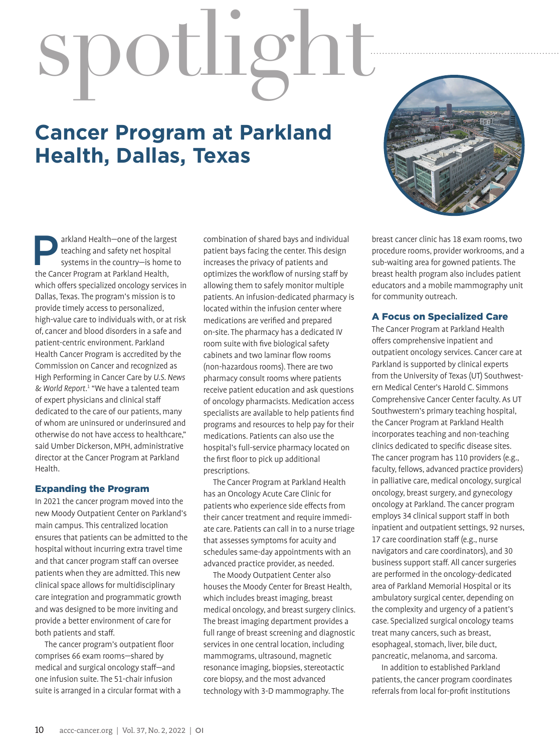# spotlight

## Cancer Program at Parkland Health, Dallas, Texas

Parkland Health—one of the largest teaching and safety net hospital systems in the country—is home to the Cancer Program at Parkland Health, which offers specialized oncology services in Dallas, Texas. The program's mission is to provide timely access to personalized, high-value care to individuals with, or at risk of, cancer and blood disorders in a safe and patient-centric environment. Parkland Health Cancer Program is accredited by the Commission on Cancer and recognized as High Performing in Cancer Care by *U.S. News & World Report*.[1] "We have a talented team of expert physicians and clinical staff dedicated to the care of our patients, many of whom are uninsured or underinsured and otherwise do not have access to healthcare," said Umber Dickerson, MPH, administrative director at the Cancer Program at Parkland Health.

### Expanding the Program

In 2021 the cancer program moved into the new Moody Outpatient Center on Parkland's main campus. This centralized location ensures that patients can be admitted to the hospital without incurring extra travel time and that cancer program staff can oversee patients when they are admitted. This new clinical space allows for multidisciplinary care integration and programmatic growth and was designed to be more inviting and provide a better environment of care for both patients and staff.

The cancer program's outpatient floor comprises 66 exam rooms—shared by medical and surgical oncology staff—and one infusion suite. The 51-chair infusion suite is arranged in a circular format with a combination of shared bays and individual patient bays facing the center. This design increases the privacy of patients and optimizes the workflow of nursing staff by allowing them to safely monitor multiple patients. An infusion-dedicated pharmacy is located within the infusion center where medications are verified and prepared on-site. The pharmacy has a dedicated IV room suite with five biological safety cabinets and two laminar flow rooms (non-hazardous rooms). There are two pharmacy consult rooms where patients receive patient education and ask questions of oncology pharmacists. Medication access specialists are available to help patients find programs and resources to help pay for their medications. Patients can also use the hospital's full-service pharmacy located on the first floor to pick up additional prescriptions.

The Cancer Program at Parkland Health has an Oncology Acute Care Clinic for patients who experience side effects from their cancer treatment and require immediate care. Patients can call in to a nurse triage that assesses symptoms for acuity and schedules same-day appointments with an advanced practice provider, as needed.

The Moody Outpatient Center also houses the Moody Center for Breast Health, which includes breast imaging, breast medical oncology, and breast surgery clinics. The breast imaging department provides a full range of breast screening and diagnostic services in one central location, including mammograms, ultrasound, magnetic resonance imaging, biopsies, stereotactic core biopsy, and the most advanced technology with 3-D mammography. The breast cancer clinic has 18 exam rooms, two procedure rooms, provider workrooms, and a sub-waiting area for gowned patients. The breast health program also includes patient educators and a mobile mammography unit for community outreach.

### A Focus on Specialized Care

The Cancer Program at Parkland Health offers comprehensive inpatient and outpatient oncology services. Cancer care at Parkland is supported by clinical experts from the University of Texas (UT) Southwestern Medical Center's Harold C. Simmons Comprehensive Cancer Center faculty. As UT Southwestern's primary teaching hospital, the Cancer Program at Parkland Health incorporates teaching and non-teaching clinics dedicated to specific disease sites. The cancer program has 110 providers (e.g., faculty, fellows, advanced practice providers) in palliative care, medical oncology, surgical oncology, breast surgery, and gynecology oncology at Parkland. The cancer program employs 34 clinical support staff in both inpatient and outpatient settings, 92 nurses, 17 care coordination staff (e.g., nurse navigators and care coordinators), and 30 business support staff. All cancer surgeries are performed in the oncology-dedicated area of Parkland Memorial Hospital or its ambulatory surgical center, depending on the complexity and urgency of a patient's case. Specialized surgical oncology teams treat many cancers, such as breast, esophageal, stomach, liver, bile duct, pancreatic, melanoma, and sarcoma.

In addition to established Parkland patients, the cancer program coordinates referrals from local for-profit institutions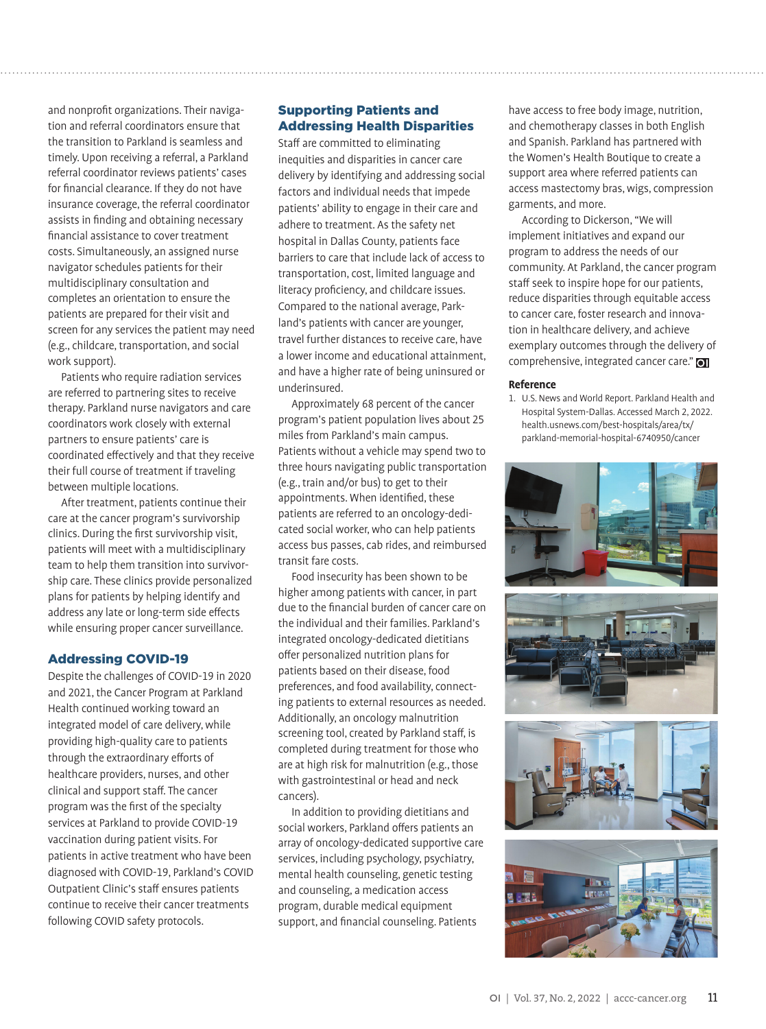and nonprofit organizations. Their navigation and referral coordinators ensure that the transition to Parkland is seamless and timely. Upon receiving a referral, a Parkland referral coordinator reviews patients' cases for financial clearance. If they do not have insurance coverage, the referral coordinator assists in finding and obtaining necessary financial assistance to cover treatment costs. Simultaneously, an assigned nurse navigator schedules patients for their multidisciplinary consultation and completes an orientation to ensure the patients are prepared for their visit and screen for any services the patient may need (e.g., childcare, transportation, and social work support).

Patients who require radiation services are referred to partnering sites to receive therapy. Parkland nurse navigators and care coordinators work closely with external partners to ensure patients' care is coordinated effectively and that they receive their full course of treatment if traveling between multiple locations.

After treatment, patients continue their care at the cancer program's survivorship clinics. During the first survivorship visit, patients will meet with a multidisciplinary team to help them transition into survivorship care. These clinics provide personalized plans for patients by helping identify and address any late or long-term side effects while ensuring proper cancer surveillance.

## Addressing COVID-19

Despite the challenges of COVID-19 in 2020 and 2021, the Cancer Program at Parkland Health continued working toward an integrated model of care delivery, while providing high-quality care to patients through the extraordinary efforts of healthcare providers, nurses, and other clinical and support staff. The cancer program was the first of the specialty services at Parkland to provide COVID-19 vaccination during patient visits. For patients in active treatment who have been diagnosed with COVID-19, Parkland's COVID Outpatient Clinic's staff ensures patients continue to receive their cancer treatments following COVID safety protocols.

## Supporting Patients and Addressing Health Disparities

Staff are committed to eliminating inequities and disparities in cancer care delivery by identifying and addressing social factors and individual needs that impede patients' ability to engage in their care and adhere to treatment. As the safety net hospital in Dallas County, patients face barriers to care that include lack of access to transportation, cost, limited language and literacy proficiency, and childcare issues. Compared to the national average, Parkland's patients with cancer are younger, travel further distances to receive care, have a lower income and educational attainment, and have a higher rate of being uninsured or underinsured.

Approximately 68 percent of the cancer program's patient population lives about 25 miles from Parkland's main campus. Patients without a vehicle may spend two to three hours navigating public transportation (e.g., train and/or bus) to get to their appointments. When identified, these patients are referred to an oncology-dedicated social worker, who can help patients access bus passes, cab rides, and reimbursed transit fare costs.

Food insecurity has been shown to be higher among patients with cancer, in part due to the financial burden of cancer care on the individual and their families. Parkland's integrated oncology-dedicated dietitians offer personalized nutrition plans for patients based on their disease, food preferences, and food availability, connecting patients to external resources as needed. Additionally, an oncology malnutrition screening tool, created by Parkland staff, is completed during treatment for those who are at high risk for malnutrition (e.g., those with gastrointestinal or head and neck cancers).

In addition to providing dietitians and social workers, Parkland offers patients an array of oncology-dedicated supportive care services, including psychology, psychiatry, mental health counseling, genetic testing and counseling, a medication access program, durable medical equipment support, and financial counseling. Patients have access to free body image, nutrition, and chemotherapy classes in both English and Spanish. Parkland has partnered with the Women's Health Boutique to create a support area where referred patients can access mastectomy bras, wigs, compression garments, and more.

According to Dickerson, "We will implement initiatives and expand our program to address the needs of our community. At Parkland, the cancer program staff seek to inspire hope for our patients, reduce disparities through equitable access to cancer care, foster research and innovation in healthcare delivery, and achieve exemplary outcomes through the delivery of comprehensive, integrated cancer care."

### Reference

1. U.S. News and World Report. Parkland Health and Hospital System-Dallas. Accessed March 2, 2022. health.usnews.com/best-hospitals/area/tx/parkland-memorial-hospital-6740950/cancer